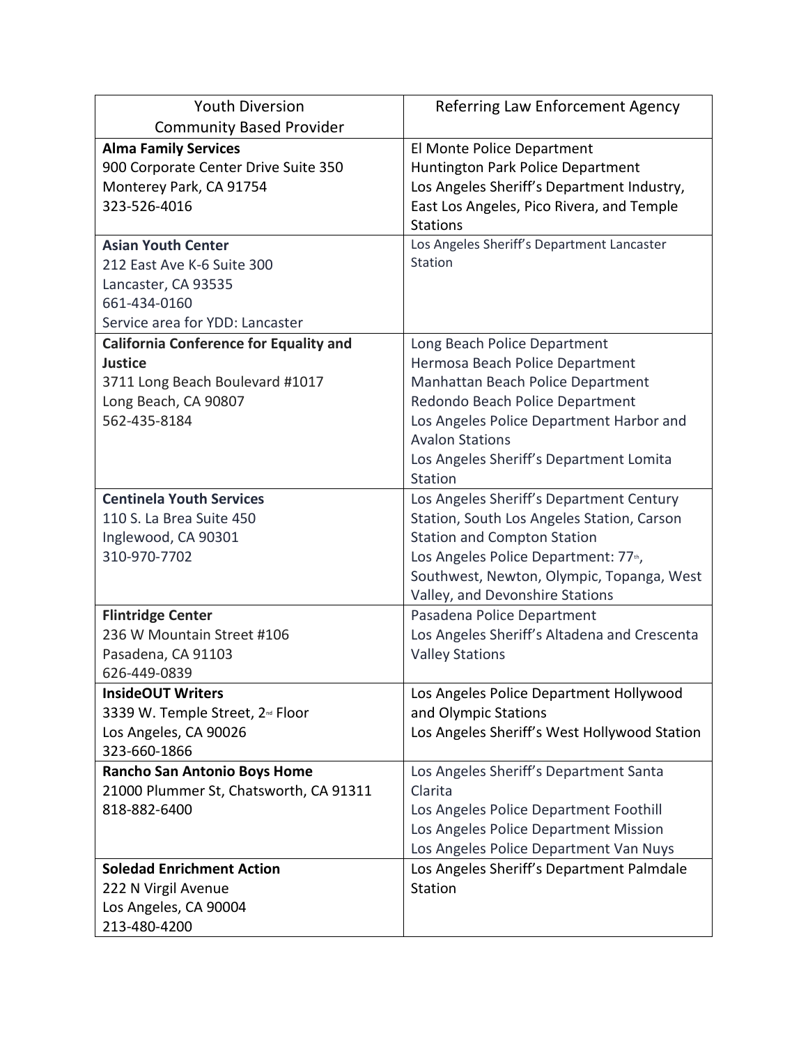| Youth Diversion Community Based Provider | Referring Law Enforcement Agency |
|---|---|
| **Alma Family Services**<br>900 Corporate Center Drive Suite 350<br>Monterey Park, CA 91754<br>323-526-4016 | El Monte Police Department<br>Huntington Park Police Department<br>Los Angeles Sheriff's Department Industry, East Los Angeles, Pico Rivera, and Temple Stations |
| **Asian Youth Center**<br>212 East Ave K-6 Suite 300<br>Lancaster, CA 93535<br>661-434-0160<br>Service area for YDD: Lancaster | Los Angeles Sheriff's Department Lancaster Station |
| **California Conference for Equality and Justice**<br>3711 Long Beach Boulevard #1017<br>Long Beach, CA 90807<br>562-435-8184 | Long Beach Police Department<br>Hermosa Beach Police Department<br>Manhattan Beach Police Department<br>Redondo Beach Police Department<br>Los Angeles Police Department Harbor and Avalon Stations<br>Los Angeles Sheriff's Department Lomita Station |
| **Centinela Youth Services**<br>110 S. La Brea Suite 450<br>Inglewood, CA 90301<br>310-970-7702 | Los Angeles Sheriff's Department Century Station, South Los Angeles Station, Carson Station and Compton Station<br>Los Angeles Police Department: 77th, Southwest, Newton, Olympic, Topanga, West Valley, and Devonshire Stations |
| **Flintridge Center**<br>236 W Mountain Street #106<br>Pasadena, CA 91103<br>626-449-0839 | Pasadena Police Department<br>Los Angeles Sheriff's Altadena and Crescenta Valley Stations |
| **InsideOUT Writers**<br>3339 W. Temple Street, 2nd Floor<br>Los Angeles, CA 90026<br>323-660-1866 | Los Angeles Police Department Hollywood and Olympic Stations<br>Los Angeles Sheriff's West Hollywood Station |
| **Rancho San Antonio Boys Home**<br>21000 Plummer St, Chatsworth, CA 91311<br>818-882-6400 | Los Angeles Sheriff's Department Santa Clarita<br>Los Angeles Police Department Foothill<br>Los Angeles Police Department Mission<br>Los Angeles Police Department Van Nuys |
| **Soledad Enrichment Action**<br>222 N Virgil Avenue<br>Los Angeles, CA 90004<br>213-480-4200 | Los Angeles Sheriff's Department Palmdale Station |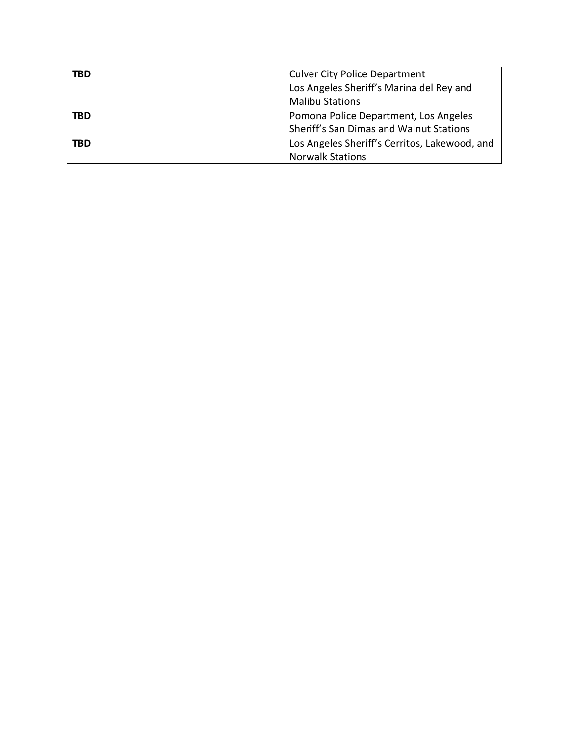| | |
|---|---|
| **TBD** | Culver City Police Department<br>Los Angeles Sheriff's Marina del Rey and Malibu Stations |
| **TBD** | Pomona Police Department, Los Angeles Sheriff's San Dimas and Walnut Stations |
| **TBD** | Los Angeles Sheriff's Cerritos, Lakewood, and Norwalk Stations |